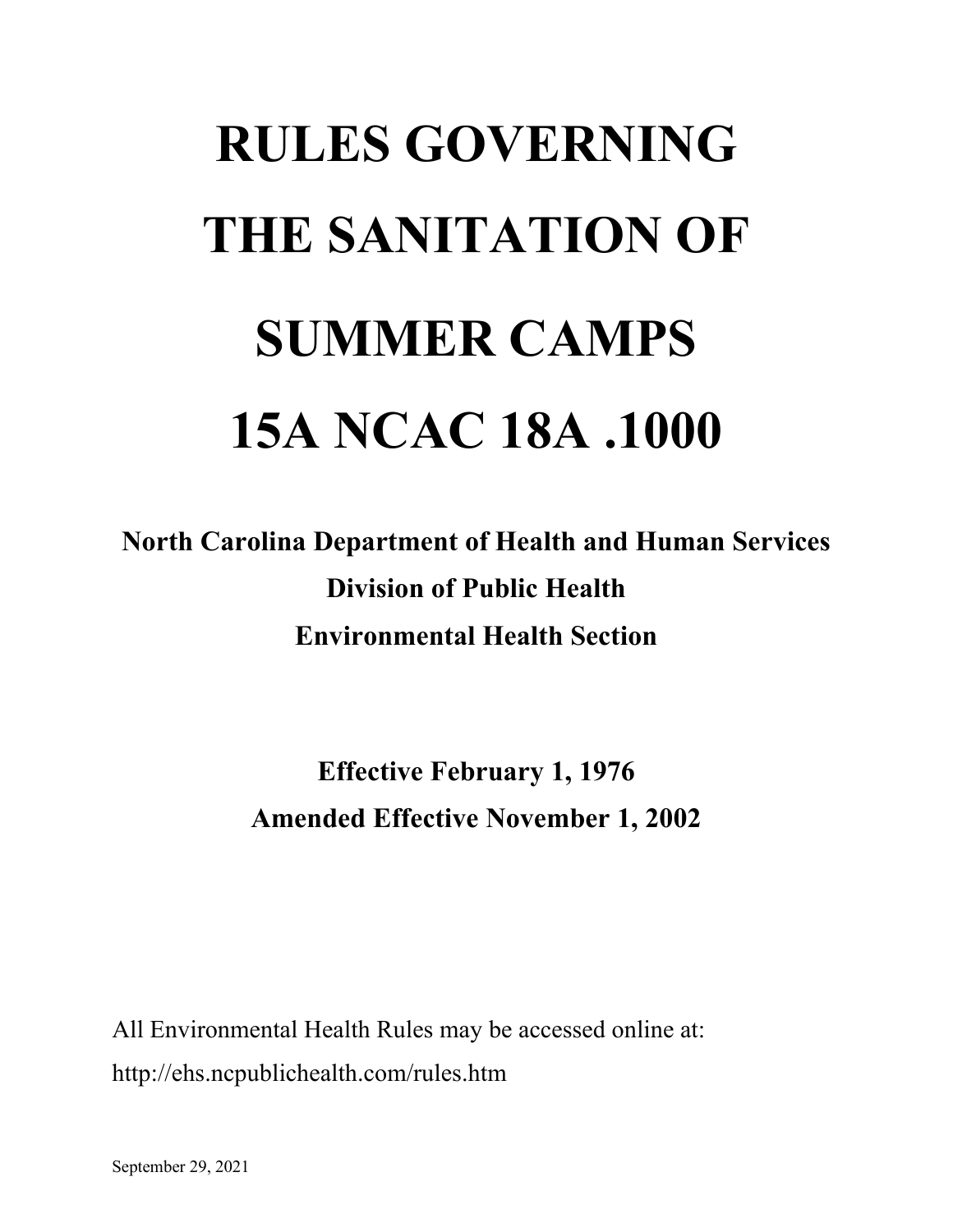# RULES GOVERNING THE SANITATION OF SUMMER CAMPS 15A NCAC 18A .1000

**North Carolina Department of Health and Human Services**
**Division of Public Health**
**Environmental Health Section**

**Effective February 1, 1976**
**Amended Effective November 1, 2002**

All Environmental Health Rules may be accessed online at:
http://ehs.ncpublichealth.com/rules.htm

September 29, 2021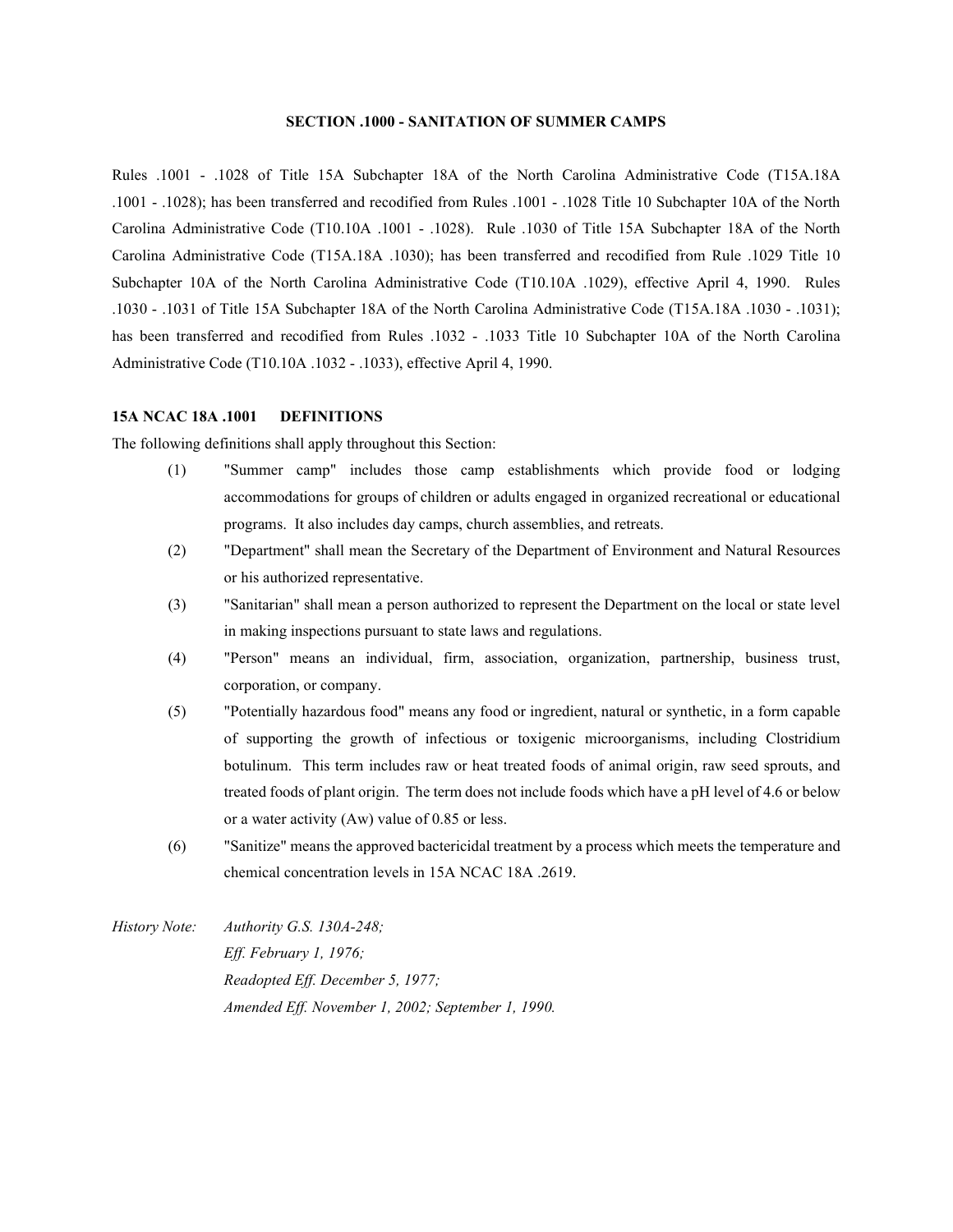## SECTION .1000 - SANITATION OF SUMMER CAMPS

Rules .1001 - .1028 of Title 15A Subchapter 18A of the North Carolina Administrative Code (T15A.18A .1001 - .1028); has been transferred and recodified from Rules .1001 - .1028 Title 10 Subchapter 10A of the North Carolina Administrative Code (T10.10A .1001 - .1028). Rule .1030 of Title 15A Subchapter 18A of the North Carolina Administrative Code (T15A.18A .1030); has been transferred and recodified from Rule .1029 Title 10 Subchapter 10A of the North Carolina Administrative Code (T10.10A .1029), effective April 4, 1990. Rules .1030 - .1031 of Title 15A Subchapter 18A of the North Carolina Administrative Code (T15A.18A .1030 - .1031); has been transferred and recodified from Rules .1032 - .1033 Title 10 Subchapter 10A of the North Carolina Administrative Code (T10.10A .1032 - .1033), effective April 4, 1990.

### 15A NCAC 18A .1001 DEFINITIONS

The following definitions shall apply throughout this Section:

(1) "Summer camp" includes those camp establishments which provide food or lodging accommodations for groups of children or adults engaged in organized recreational or educational programs. It also includes day camps, church assemblies, and retreats.

(2) "Department" shall mean the Secretary of the Department of Environment and Natural Resources or his authorized representative.

(3) "Sanitarian" shall mean a person authorized to represent the Department on the local or state level in making inspections pursuant to state laws and regulations.

(4) "Person" means an individual, firm, association, organization, partnership, business trust, corporation, or company.

(5) "Potentially hazardous food" means any food or ingredient, natural or synthetic, in a form capable of supporting the growth of infectious or toxigenic microorganisms, including Clostridium botulinum. This term includes raw or heat treated foods of animal origin, raw seed sprouts, and treated foods of plant origin. The term does not include foods which have a pH level of 4.6 or below or a water activity (Aw) value of 0.85 or less.

(6) "Sanitize" means the approved bactericidal treatment by a process which meets the temperature and chemical concentration levels in 15A NCAC 18A .2619.

*History Note: Authority G.S. 130A-248;*
*Eff. February 1, 1976;*
*Readopted Eff. December 5, 1977;*
*Amended Eff. November 1, 2002; September 1, 1990.*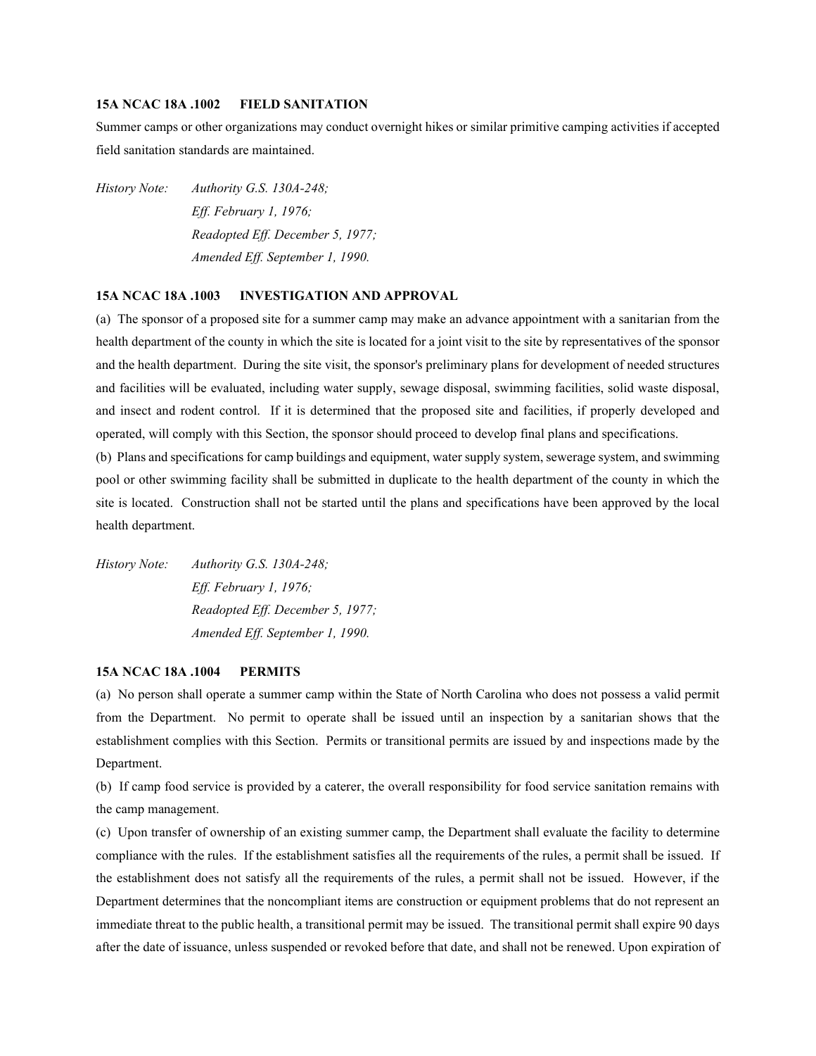**15A NCAC 18A .1002 FIELD SANITATION**

Summer camps or other organizations may conduct overnight hikes or similar primitive camping activities if accepted field sanitation standards are maintained.

*History Note: Authority G.S. 130A-248;*
*Eff. February 1, 1976;*
*Readopted Eff. December 5, 1977;*
*Amended Eff. September 1, 1990.*

**15A NCAC 18A .1003 INVESTIGATION AND APPROVAL**

(a) The sponsor of a proposed site for a summer camp may make an advance appointment with a sanitarian from the health department of the county in which the site is located for a joint visit to the site by representatives of the sponsor and the health department. During the site visit, the sponsor's preliminary plans for development of needed structures and facilities will be evaluated, including water supply, sewage disposal, swimming facilities, solid waste disposal, and insect and rodent control. If it is determined that the proposed site and facilities, if properly developed and operated, will comply with this Section, the sponsor should proceed to develop final plans and specifications.

(b) Plans and specifications for camp buildings and equipment, water supply system, sewerage system, and swimming pool or other swimming facility shall be submitted in duplicate to the health department of the county in which the site is located. Construction shall not be started until the plans and specifications have been approved by the local health department.

*History Note: Authority G.S. 130A-248;*
*Eff. February 1, 1976;*
*Readopted Eff. December 5, 1977;*
*Amended Eff. September 1, 1990.*

**15A NCAC 18A .1004 PERMITS**

(a) No person shall operate a summer camp within the State of North Carolina who does not possess a valid permit from the Department. No permit to operate shall be issued until an inspection by a sanitarian shows that the establishment complies with this Section. Permits or transitional permits are issued by and inspections made by the Department.

(b) If camp food service is provided by a caterer, the overall responsibility for food service sanitation remains with the camp management.

(c) Upon transfer of ownership of an existing summer camp, the Department shall evaluate the facility to determine compliance with the rules. If the establishment satisfies all the requirements of the rules, a permit shall be issued. If the establishment does not satisfy all the requirements of the rules, a permit shall not be issued. However, if the Department determines that the noncompliant items are construction or equipment problems that do not represent an immediate threat to the public health, a transitional permit may be issued. The transitional permit shall expire 90 days after the date of issuance, unless suspended or revoked before that date, and shall not be renewed. Upon expiration of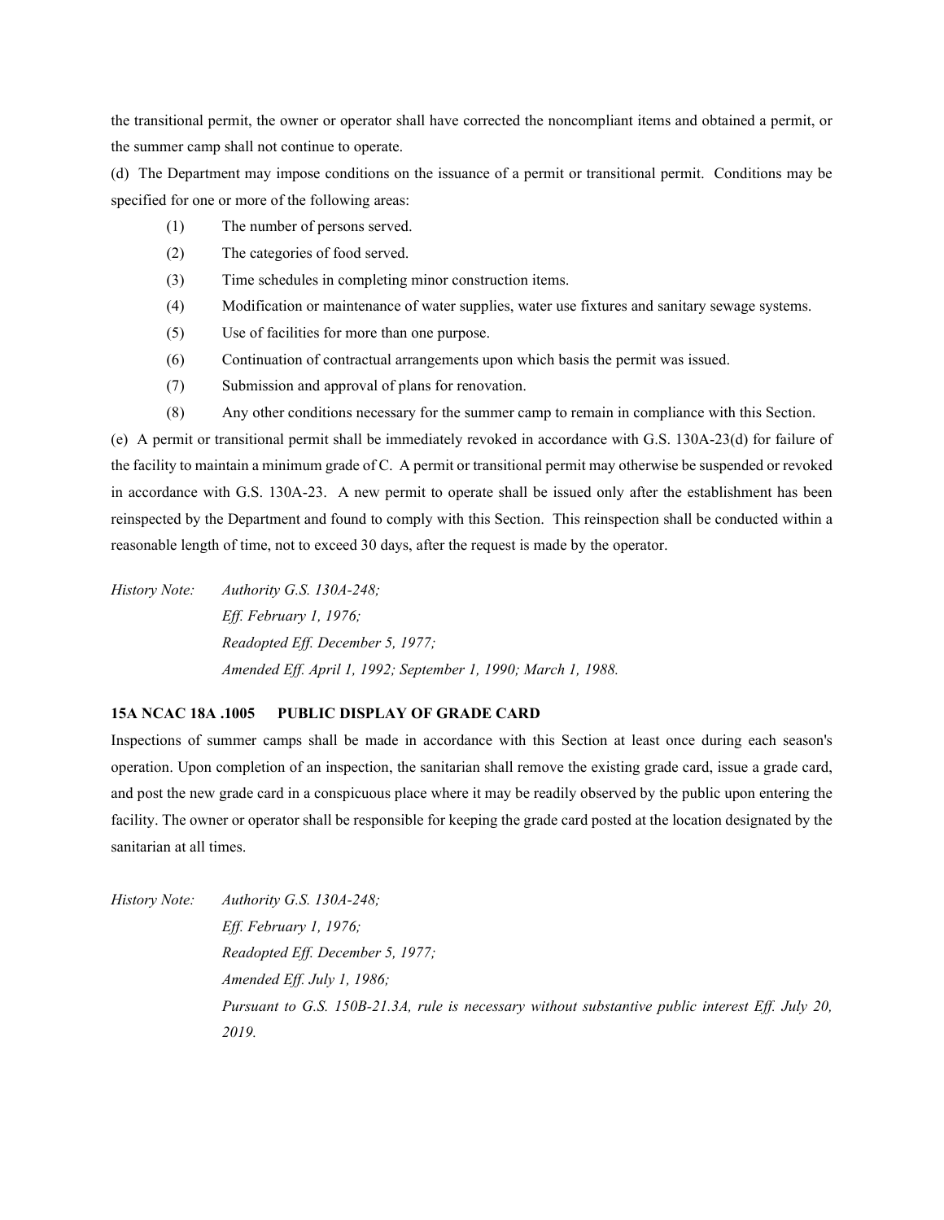the transitional permit, the owner or operator shall have corrected the noncompliant items and obtained a permit, or the summer camp shall not continue to operate.

(d) The Department may impose conditions on the issuance of a permit or transitional permit. Conditions may be specified for one or more of the following areas:

(1) The number of persons served.

(2) The categories of food served.

(3) Time schedules in completing minor construction items.

(4) Modification or maintenance of water supplies, water use fixtures and sanitary sewage systems.

(5) Use of facilities for more than one purpose.

(6) Continuation of contractual arrangements upon which basis the permit was issued.

(7) Submission and approval of plans for renovation.

(8) Any other conditions necessary for the summer camp to remain in compliance with this Section.

(e) A permit or transitional permit shall be immediately revoked in accordance with G.S. 130A-23(d) for failure of the facility to maintain a minimum grade of C. A permit or transitional permit may otherwise be suspended or revoked in accordance with G.S. 130A-23. A new permit to operate shall be issued only after the establishment has been reinspected by the Department and found to comply with this Section. This reinspection shall be conducted within a reasonable length of time, not to exceed 30 days, after the request is made by the operator.

*History Note: Authority G.S. 130A-248;*
*Eff. February 1, 1976;*
*Readopted Eff. December 5, 1977;*
*Amended Eff. April 1, 1992; September 1, 1990; March 1, 1988.*

**15A NCAC 18A .1005 PUBLIC DISPLAY OF GRADE CARD**

Inspections of summer camps shall be made in accordance with this Section at least once during each season's operation. Upon completion of an inspection, the sanitarian shall remove the existing grade card, issue a grade card, and post the new grade card in a conspicuous place where it may be readily observed by the public upon entering the facility. The owner or operator shall be responsible for keeping the grade card posted at the location designated by the sanitarian at all times.

*History Note: Authority G.S. 130A-248;*
*Eff. February 1, 1976;*
*Readopted Eff. December 5, 1977;*
*Amended Eff. July 1, 1986;*
*Pursuant to G.S. 150B-21.3A, rule is necessary without substantive public interest Eff. July 20, 2019.*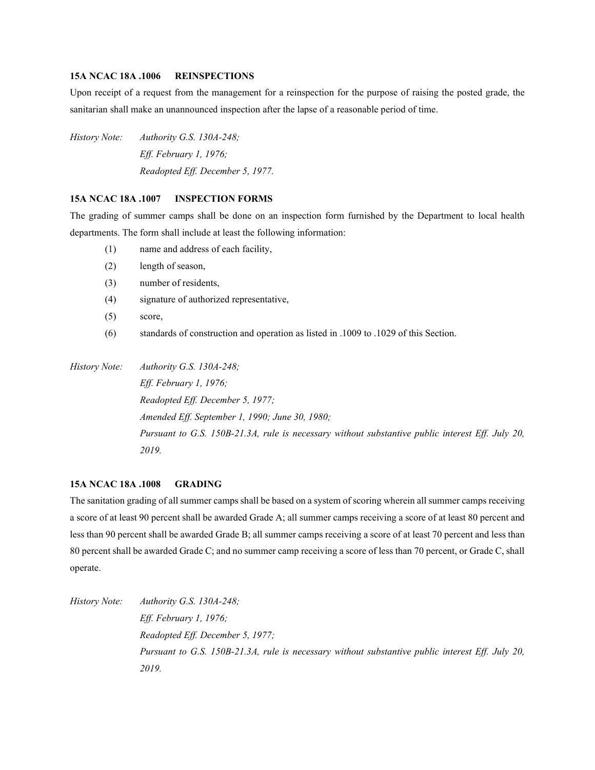### 15A NCAC 18A .1006 REINSPECTIONS

Upon receipt of a request from the management for a reinspection for the purpose of raising the posted grade, the sanitarian shall make an unannounced inspection after the lapse of a reasonable period of time.

*History Note: Authority G.S. 130A-248;*
*Eff. February 1, 1976;*
*Readopted Eff. December 5, 1977.*

### 15A NCAC 18A .1007 INSPECTION FORMS

The grading of summer camps shall be done on an inspection form furnished by the Department to local health departments. The form shall include at least the following information:

(1) name and address of each facility,
(2) length of season,
(3) number of residents,
(4) signature of authorized representative,
(5) score,
(6) standards of construction and operation as listed in .1009 to .1029 of this Section.

*History Note: Authority G.S. 130A-248;*
*Eff. February 1, 1976;*
*Readopted Eff. December 5, 1977;*
*Amended Eff. September 1, 1990; June 30, 1980;*
*Pursuant to G.S. 150B-21.3A, rule is necessary without substantive public interest Eff. July 20, 2019.*

### 15A NCAC 18A .1008 GRADING

The sanitation grading of all summer camps shall be based on a system of scoring wherein all summer camps receiving a score of at least 90 percent shall be awarded Grade A; all summer camps receiving a score of at least 80 percent and less than 90 percent shall be awarded Grade B; all summer camps receiving a score of at least 70 percent and less than 80 percent shall be awarded Grade C; and no summer camp receiving a score of less than 70 percent, or Grade C, shall operate.

*History Note: Authority G.S. 130A-248;*
*Eff. February 1, 1976;*
*Readopted Eff. December 5, 1977;*
*Pursuant to G.S. 150B-21.3A, rule is necessary without substantive public interest Eff. July 20, 2019.*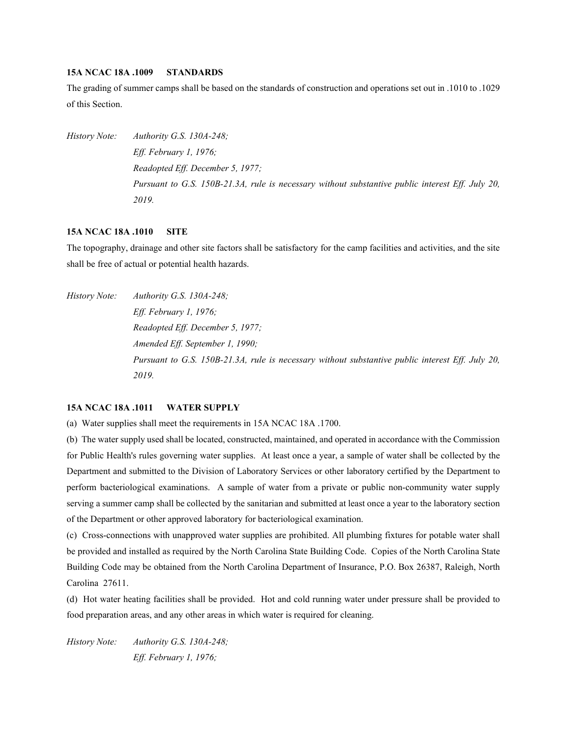**15A NCAC 18A .1009 STANDARDS**

The grading of summer camps shall be based on the standards of construction and operations set out in .1010 to .1029 of this Section.

*History Note: Authority G.S. 130A-248;*
*Eff. February 1, 1976;*
*Readopted Eff. December 5, 1977;*
*Pursuant to G.S. 150B-21.3A, rule is necessary without substantive public interest Eff. July 20, 2019.*

**15A NCAC 18A .1010 SITE**

The topography, drainage and other site factors shall be satisfactory for the camp facilities and activities, and the site shall be free of actual or potential health hazards.

*History Note: Authority G.S. 130A-248;*
*Eff. February 1, 1976;*
*Readopted Eff. December 5, 1977;*
*Amended Eff. September 1, 1990;*
*Pursuant to G.S. 150B-21.3A, rule is necessary without substantive public interest Eff. July 20, 2019.*

**15A NCAC 18A .1011 WATER SUPPLY**

(a) Water supplies shall meet the requirements in 15A NCAC 18A .1700.

(b) The water supply used shall be located, constructed, maintained, and operated in accordance with the Commission for Public Health's rules governing water supplies. At least once a year, a sample of water shall be collected by the Department and submitted to the Division of Laboratory Services or other laboratory certified by the Department to perform bacteriological examinations. A sample of water from a private or public non-community water supply serving a summer camp shall be collected by the sanitarian and submitted at least once a year to the laboratory section of the Department or other approved laboratory for bacteriological examination.

(c) Cross-connections with unapproved water supplies are prohibited. All plumbing fixtures for potable water shall be provided and installed as required by the North Carolina State Building Code. Copies of the North Carolina State Building Code may be obtained from the North Carolina Department of Insurance, P.O. Box 26387, Raleigh, North Carolina 27611.

(d) Hot water heating facilities shall be provided. Hot and cold running water under pressure shall be provided to food preparation areas, and any other areas in which water is required for cleaning.

*History Note: Authority G.S. 130A-248;*
*Eff. February 1, 1976;*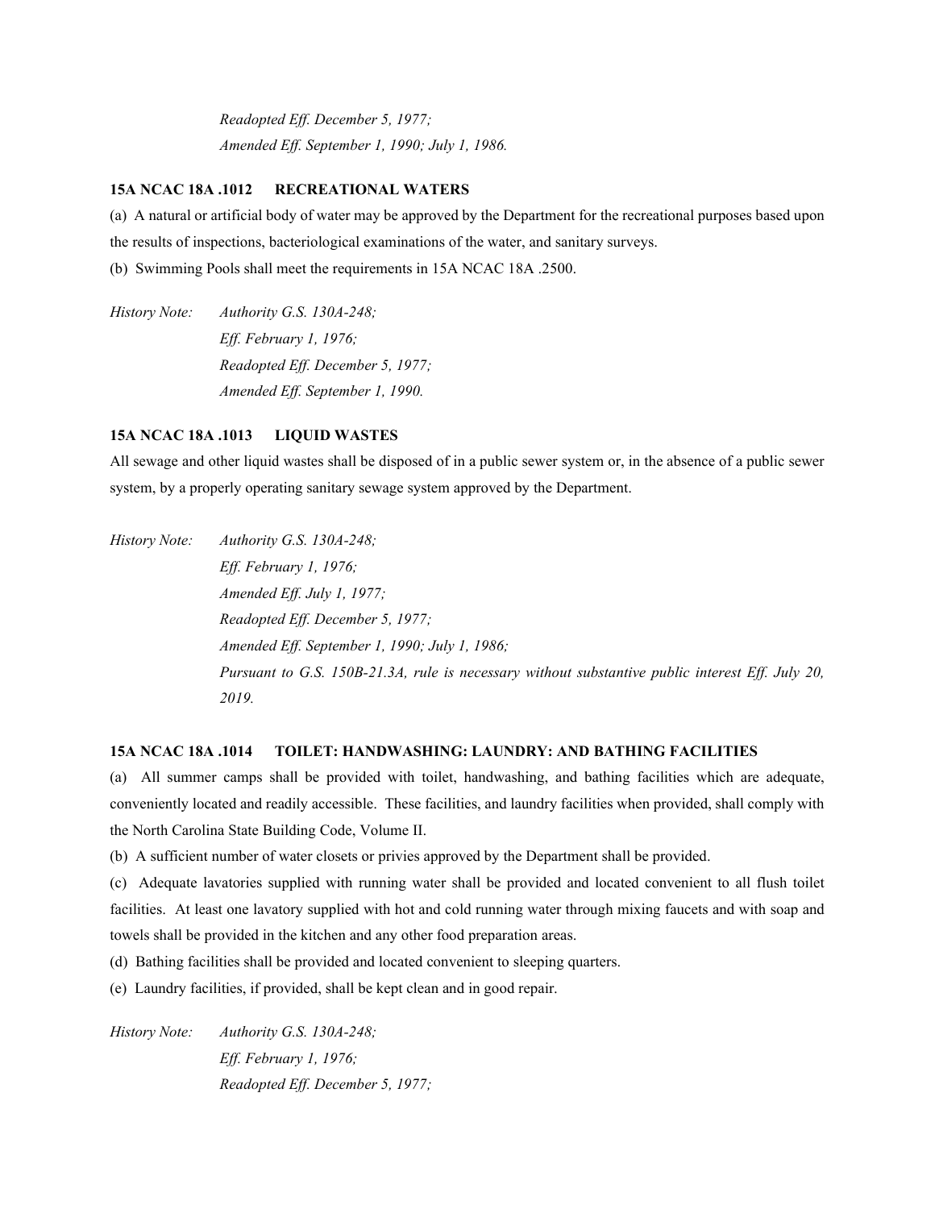*Readopted Eff. December 5, 1977;*
*Amended Eff. September 1, 1990; July 1, 1986.*

**15A NCAC 18A .1012 RECREATIONAL WATERS**

(a) A natural or artificial body of water may be approved by the Department for the recreational purposes based upon the results of inspections, bacteriological examinations of the water, and sanitary surveys.

(b) Swimming Pools shall meet the requirements in 15A NCAC 18A .2500.

*History Note: Authority G.S. 130A-248;*
*Eff. February 1, 1976;*
*Readopted Eff. December 5, 1977;*
*Amended Eff. September 1, 1990.*

**15A NCAC 18A .1013 LIQUID WASTES**

All sewage and other liquid wastes shall be disposed of in a public sewer system or, in the absence of a public sewer system, by a properly operating sanitary sewage system approved by the Department.

*History Note: Authority G.S. 130A-248;*
*Eff. February 1, 1976;*
*Amended Eff. July 1, 1977;*
*Readopted Eff. December 5, 1977;*
*Amended Eff. September 1, 1990; July 1, 1986;*
*Pursuant to G.S. 150B-21.3A, rule is necessary without substantive public interest Eff. July 20, 2019.*

**15A NCAC 18A .1014 TOILET: HANDWASHING: LAUNDRY: AND BATHING FACILITIES**

(a) All summer camps shall be provided with toilet, handwashing, and bathing facilities which are adequate, conveniently located and readily accessible. These facilities, and laundry facilities when provided, shall comply with the North Carolina State Building Code, Volume II.

(b) A sufficient number of water closets or privies approved by the Department shall be provided.

(c) Adequate lavatories supplied with running water shall be provided and located convenient to all flush toilet facilities. At least one lavatory supplied with hot and cold running water through mixing faucets and with soap and towels shall be provided in the kitchen and any other food preparation areas.

(d) Bathing facilities shall be provided and located convenient to sleeping quarters.

(e) Laundry facilities, if provided, shall be kept clean and in good repair.

*History Note: Authority G.S. 130A-248;*
*Eff. February 1, 1976;*
*Readopted Eff. December 5, 1977;*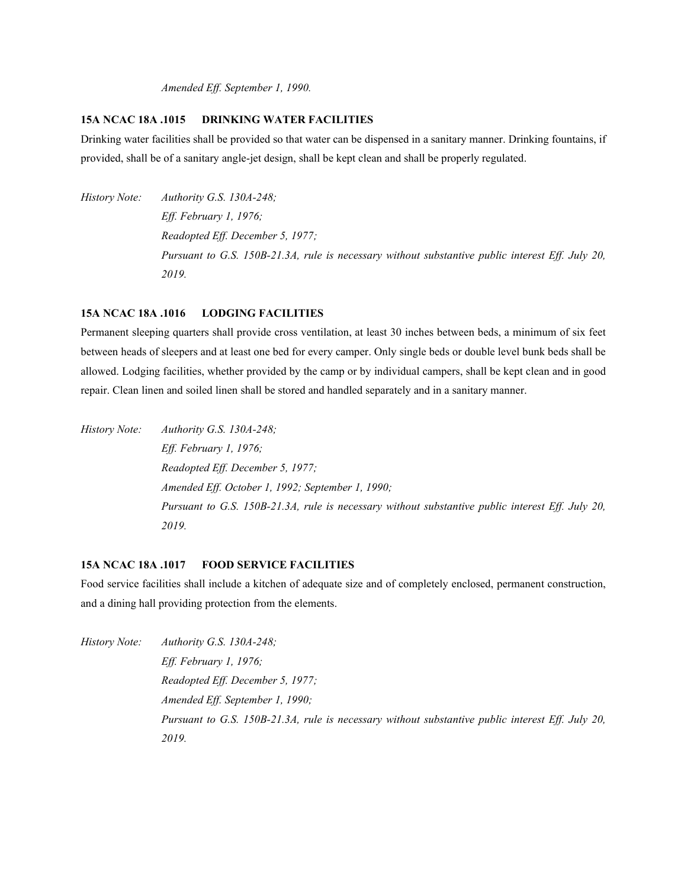*Amended Eff. September 1, 1990.*

**15A NCAC 18A .1015 DRINKING WATER FACILITIES**

Drinking water facilities shall be provided so that water can be dispensed in a sanitary manner. Drinking fountains, if provided, shall be of a sanitary angle-jet design, shall be kept clean and shall be properly regulated.

*History Note: Authority G.S. 130A-248;*
*Eff. February 1, 1976;*
*Readopted Eff. December 5, 1977;*
*Pursuant to G.S. 150B-21.3A, rule is necessary without substantive public interest Eff. July 20, 2019.*

**15A NCAC 18A .1016 LODGING FACILITIES**

Permanent sleeping quarters shall provide cross ventilation, at least 30 inches between beds, a minimum of six feet between heads of sleepers and at least one bed for every camper. Only single beds or double level bunk beds shall be allowed. Lodging facilities, whether provided by the camp or by individual campers, shall be kept clean and in good repair. Clean linen and soiled linen shall be stored and handled separately and in a sanitary manner.

*History Note: Authority G.S. 130A-248;*
*Eff. February 1, 1976;*
*Readopted Eff. December 5, 1977;*
*Amended Eff. October 1, 1992; September 1, 1990;*
*Pursuant to G.S. 150B-21.3A, rule is necessary without substantive public interest Eff. July 20, 2019.*

**15A NCAC 18A .1017 FOOD SERVICE FACILITIES**

Food service facilities shall include a kitchen of adequate size and of completely enclosed, permanent construction, and a dining hall providing protection from the elements.

*History Note: Authority G.S. 130A-248;*
*Eff. February 1, 1976;*
*Readopted Eff. December 5, 1977;*
*Amended Eff. September 1, 1990;*
*Pursuant to G.S. 150B-21.3A, rule is necessary without substantive public interest Eff. July 20, 2019.*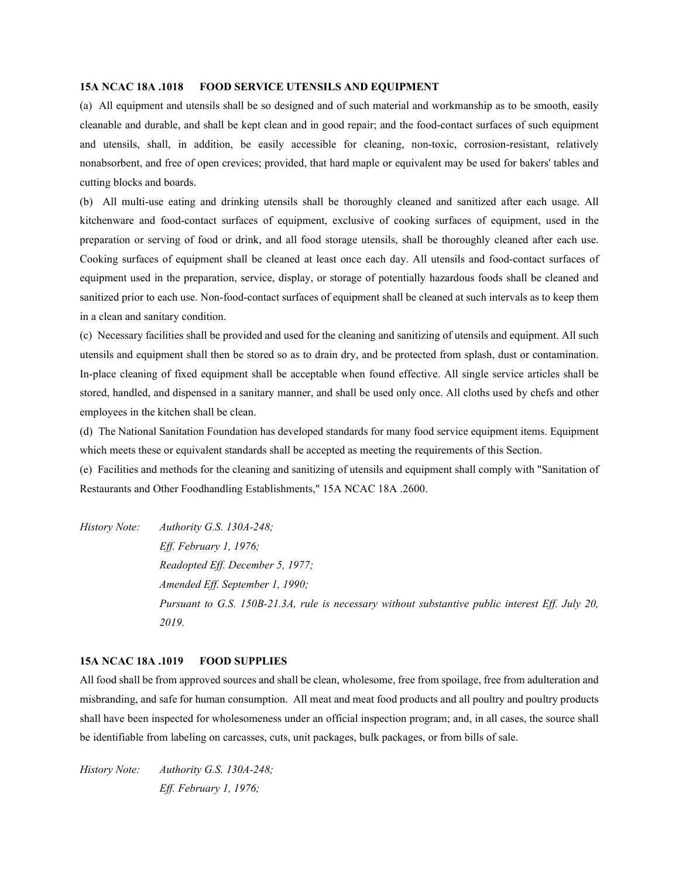### 15A NCAC 18A .1018 FOOD SERVICE UTENSILS AND EQUIPMENT

(a) All equipment and utensils shall be so designed and of such material and workmanship as to be smooth, easily cleanable and durable, and shall be kept clean and in good repair; and the food-contact surfaces of such equipment and utensils, shall, in addition, be easily accessible for cleaning, non-toxic, corrosion-resistant, relatively nonabsorbent, and free of open crevices; provided, that hard maple or equivalent may be used for bakers' tables and cutting blocks and boards.

(b) All multi-use eating and drinking utensils shall be thoroughly cleaned and sanitized after each usage. All kitchenware and food-contact surfaces of equipment, exclusive of cooking surfaces of equipment, used in the preparation or serving of food or drink, and all food storage utensils, shall be thoroughly cleaned after each use. Cooking surfaces of equipment shall be cleaned at least once each day. All utensils and food-contact surfaces of equipment used in the preparation, service, display, or storage of potentially hazardous foods shall be cleaned and sanitized prior to each use. Non-food-contact surfaces of equipment shall be cleaned at such intervals as to keep them in a clean and sanitary condition.

(c) Necessary facilities shall be provided and used for the cleaning and sanitizing of utensils and equipment. All such utensils and equipment shall then be stored so as to drain dry, and be protected from splash, dust or contamination. In-place cleaning of fixed equipment shall be acceptable when found effective. All single service articles shall be stored, handled, and dispensed in a sanitary manner, and shall be used only once. All cloths used by chefs and other employees in the kitchen shall be clean.

(d) The National Sanitation Foundation has developed standards for many food service equipment items. Equipment which meets these or equivalent standards shall be accepted as meeting the requirements of this Section.

(e) Facilities and methods for the cleaning and sanitizing of utensils and equipment shall comply with "Sanitation of Restaurants and Other Foodhandling Establishments," 15A NCAC 18A .2600.

*History Note: Authority G.S. 130A-248;*
*Eff. February 1, 1976;*
*Readopted Eff. December 5, 1977;*
*Amended Eff. September 1, 1990;*
*Pursuant to G.S. 150B-21.3A, rule is necessary without substantive public interest Eff. July 20, 2019.*

### 15A NCAC 18A .1019 FOOD SUPPLIES

All food shall be from approved sources and shall be clean, wholesome, free from spoilage, free from adulteration and misbranding, and safe for human consumption. All meat and meat food products and all poultry and poultry products shall have been inspected for wholesomeness under an official inspection program; and, in all cases, the source shall be identifiable from labeling on carcasses, cuts, unit packages, bulk packages, or from bills of sale.

*History Note: Authority G.S. 130A-248;*
*Eff. February 1, 1976;*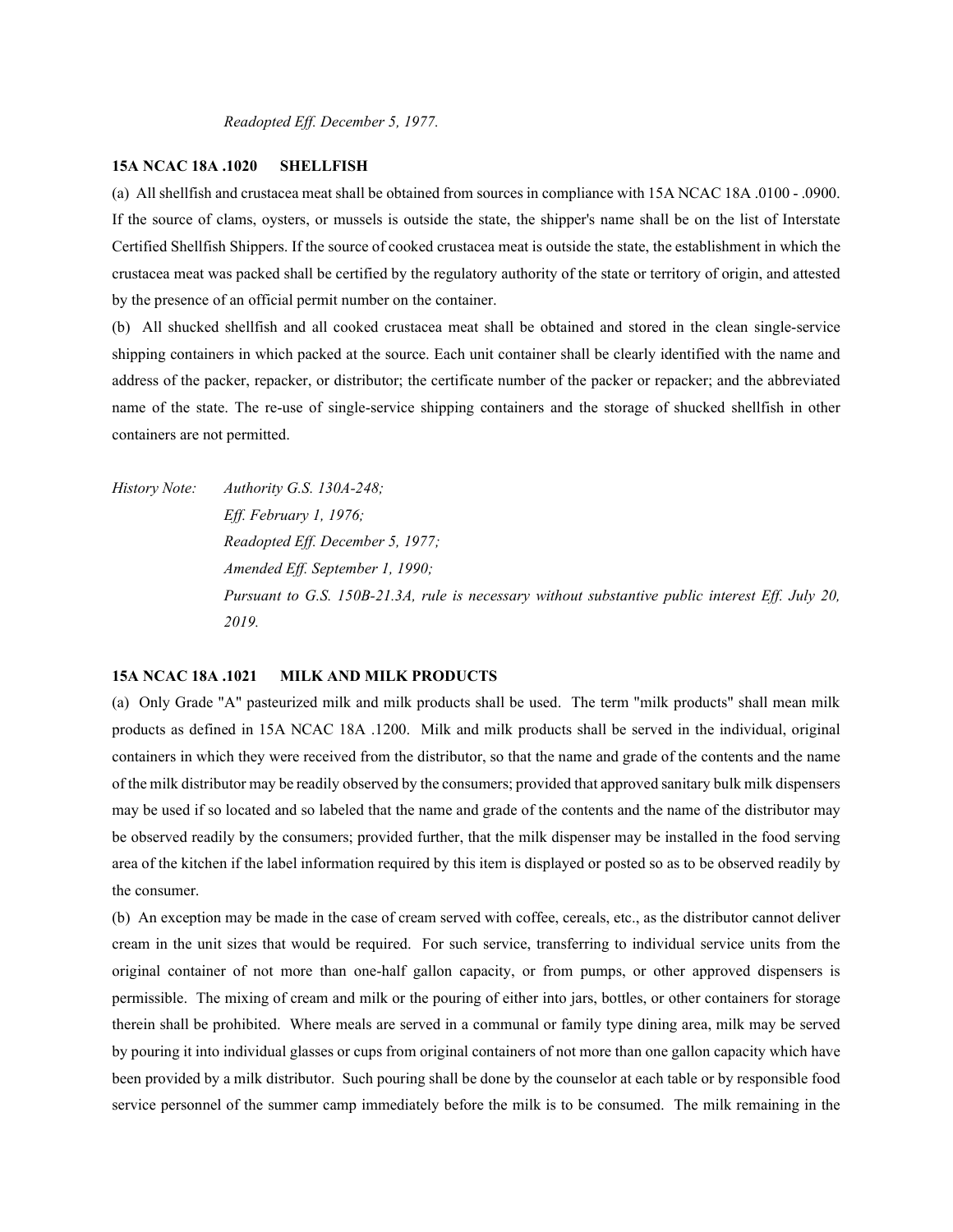*Readopted Eff. December 5, 1977.*

**15A NCAC 18A .1020 SHELLFISH**

(a) All shellfish and crustacea meat shall be obtained from sources in compliance with 15A NCAC 18A .0100 - .0900. If the source of clams, oysters, or mussels is outside the state, the shipper's name shall be on the list of Interstate Certified Shellfish Shippers. If the source of cooked crustacea meat is outside the state, the establishment in which the crustacea meat was packed shall be certified by the regulatory authority of the state or territory of origin, and attested by the presence of an official permit number on the container.

(b) All shucked shellfish and all cooked crustacea meat shall be obtained and stored in the clean single-service shipping containers in which packed at the source. Each unit container shall be clearly identified with the name and address of the packer, repacker, or distributor; the certificate number of the packer or repacker; and the abbreviated name of the state. The re-use of single-service shipping containers and the storage of shucked shellfish in other containers are not permitted.

*History Note: Authority G.S. 130A-248;*
*Eff. February 1, 1976;*
*Readopted Eff. December 5, 1977;*
*Amended Eff. September 1, 1990;*
*Pursuant to G.S. 150B-21.3A, rule is necessary without substantive public interest Eff. July 20, 2019.*

**15A NCAC 18A .1021 MILK AND MILK PRODUCTS**

(a) Only Grade "A" pasteurized milk and milk products shall be used. The term "milk products" shall mean milk products as defined in 15A NCAC 18A .1200. Milk and milk products shall be served in the individual, original containers in which they were received from the distributor, so that the name and grade of the contents and the name of the milk distributor may be readily observed by the consumers; provided that approved sanitary bulk milk dispensers may be used if so located and so labeled that the name and grade of the contents and the name of the distributor may be observed readily by the consumers; provided further, that the milk dispenser may be installed in the food serving area of the kitchen if the label information required by this item is displayed or posted so as to be observed readily by the consumer.

(b) An exception may be made in the case of cream served with coffee, cereals, etc., as the distributor cannot deliver cream in the unit sizes that would be required. For such service, transferring to individual service units from the original container of not more than one-half gallon capacity, or from pumps, or other approved dispensers is permissible. The mixing of cream and milk or the pouring of either into jars, bottles, or other containers for storage therein shall be prohibited. Where meals are served in a communal or family type dining area, milk may be served by pouring it into individual glasses or cups from original containers of not more than one gallon capacity which have been provided by a milk distributor. Such pouring shall be done by the counselor at each table or by responsible food service personnel of the summer camp immediately before the milk is to be consumed. The milk remaining in the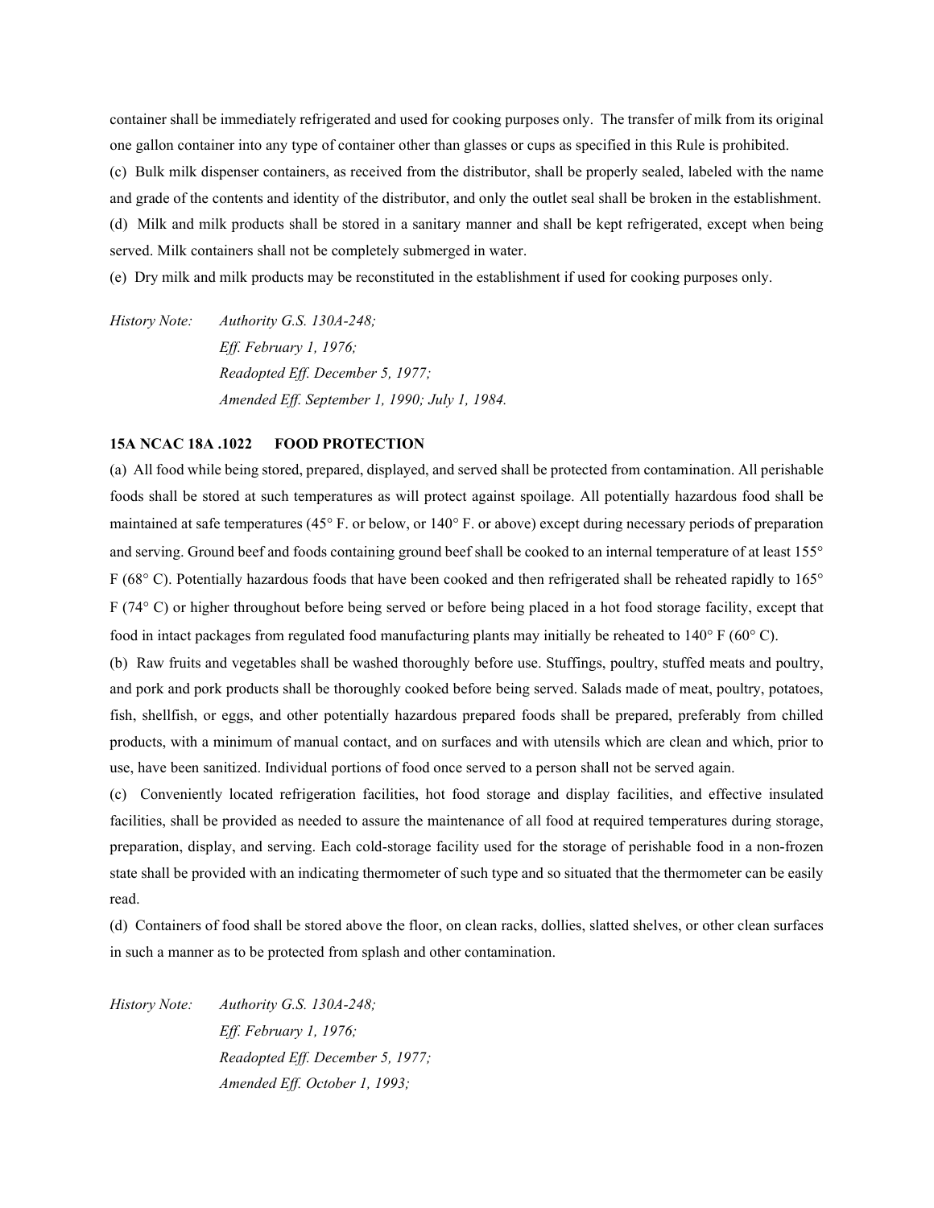container shall be immediately refrigerated and used for cooking purposes only. The transfer of milk from its original one gallon container into any type of container other than glasses or cups as specified in this Rule is prohibited.

(c) Bulk milk dispenser containers, as received from the distributor, shall be properly sealed, labeled with the name and grade of the contents and identity of the distributor, and only the outlet seal shall be broken in the establishment.

(d) Milk and milk products shall be stored in a sanitary manner and shall be kept refrigerated, except when being served. Milk containers shall not be completely submerged in water.

(e) Dry milk and milk products may be reconstituted in the establishment if used for cooking purposes only.

*History Note: Authority G.S. 130A-248;*
*Eff. February 1, 1976;*
*Readopted Eff. December 5, 1977;*
*Amended Eff. September 1, 1990; July 1, 1984.*

**15A NCAC 18A .1022 FOOD PROTECTION**

(a) All food while being stored, prepared, displayed, and served shall be protected from contamination. All perishable foods shall be stored at such temperatures as will protect against spoilage. All potentially hazardous food shall be maintained at safe temperatures (45° F. or below, or 140° F. or above) except during necessary periods of preparation and serving. Ground beef and foods containing ground beef shall be cooked to an internal temperature of at least 155° F (68° C). Potentially hazardous foods that have been cooked and then refrigerated shall be reheated rapidly to 165° F (74° C) or higher throughout before being served or before being placed in a hot food storage facility, except that food in intact packages from regulated food manufacturing plants may initially be reheated to 140° F (60° C).

(b) Raw fruits and vegetables shall be washed thoroughly before use. Stuffings, poultry, stuffed meats and poultry, and pork and pork products shall be thoroughly cooked before being served. Salads made of meat, poultry, potatoes, fish, shellfish, or eggs, and other potentially hazardous prepared foods shall be prepared, preferably from chilled products, with a minimum of manual contact, and on surfaces and with utensils which are clean and which, prior to use, have been sanitized. Individual portions of food once served to a person shall not be served again.

(c) Conveniently located refrigeration facilities, hot food storage and display facilities, and effective insulated facilities, shall be provided as needed to assure the maintenance of all food at required temperatures during storage, preparation, display, and serving. Each cold-storage facility used for the storage of perishable food in a non-frozen state shall be provided with an indicating thermometer of such type and so situated that the thermometer can be easily read.

(d) Containers of food shall be stored above the floor, on clean racks, dollies, slatted shelves, or other clean surfaces in such a manner as to be protected from splash and other contamination.

*History Note: Authority G.S. 130A-248;*
*Eff. February 1, 1976;*
*Readopted Eff. December 5, 1977;*
*Amended Eff. October 1, 1993;*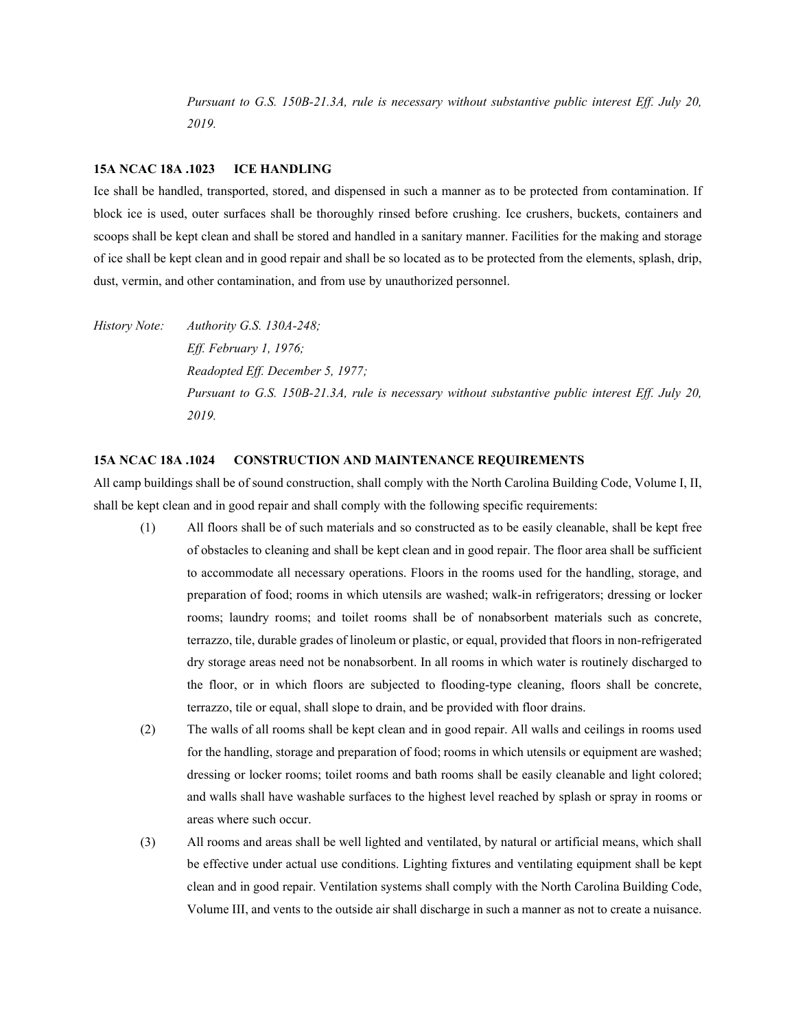*Pursuant to G.S. 150B-21.3A, rule is necessary without substantive public interest Eff. July 20, 2019.*

**15A NCAC 18A .1023 ICE HANDLING**

Ice shall be handled, transported, stored, and dispensed in such a manner as to be protected from contamination. If block ice is used, outer surfaces shall be thoroughly rinsed before crushing. Ice crushers, buckets, containers and scoops shall be kept clean and shall be stored and handled in a sanitary manner. Facilities for the making and storage of ice shall be kept clean and in good repair and shall be so located as to be protected from the elements, splash, drip, dust, vermin, and other contamination, and from use by unauthorized personnel.

*History Note: Authority G.S. 130A-248;*
*Eff. February 1, 1976;*
*Readopted Eff. December 5, 1977;*
*Pursuant to G.S. 150B-21.3A, rule is necessary without substantive public interest Eff. July 20, 2019.*

**15A NCAC 18A .1024 CONSTRUCTION AND MAINTENANCE REQUIREMENTS**

All camp buildings shall be of sound construction, shall comply with the North Carolina Building Code, Volume I, II, shall be kept clean and in good repair and shall comply with the following specific requirements:

(1) All floors shall be of such materials and so constructed as to be easily cleanable, shall be kept free of obstacles to cleaning and shall be kept clean and in good repair. The floor area shall be sufficient to accommodate all necessary operations. Floors in the rooms used for the handling, storage, and preparation of food; rooms in which utensils are washed; walk-in refrigerators; dressing or locker rooms; laundry rooms; and toilet rooms shall be of nonabsorbent materials such as concrete, terrazzo, tile, durable grades of linoleum or plastic, or equal, provided that floors in non-refrigerated dry storage areas need not be nonabsorbent. In all rooms in which water is routinely discharged to the floor, or in which floors are subjected to flooding-type cleaning, floors shall be concrete, terrazzo, tile or equal, shall slope to drain, and be provided with floor drains.

(2) The walls of all rooms shall be kept clean and in good repair. All walls and ceilings in rooms used for the handling, storage and preparation of food; rooms in which utensils or equipment are washed; dressing or locker rooms; toilet rooms and bath rooms shall be easily cleanable and light colored; and walls shall have washable surfaces to the highest level reached by splash or spray in rooms or areas where such occur.

(3) All rooms and areas shall be well lighted and ventilated, by natural or artificial means, which shall be effective under actual use conditions. Lighting fixtures and ventilating equipment shall be kept clean and in good repair. Ventilation systems shall comply with the North Carolina Building Code, Volume III, and vents to the outside air shall discharge in such a manner as not to create a nuisance.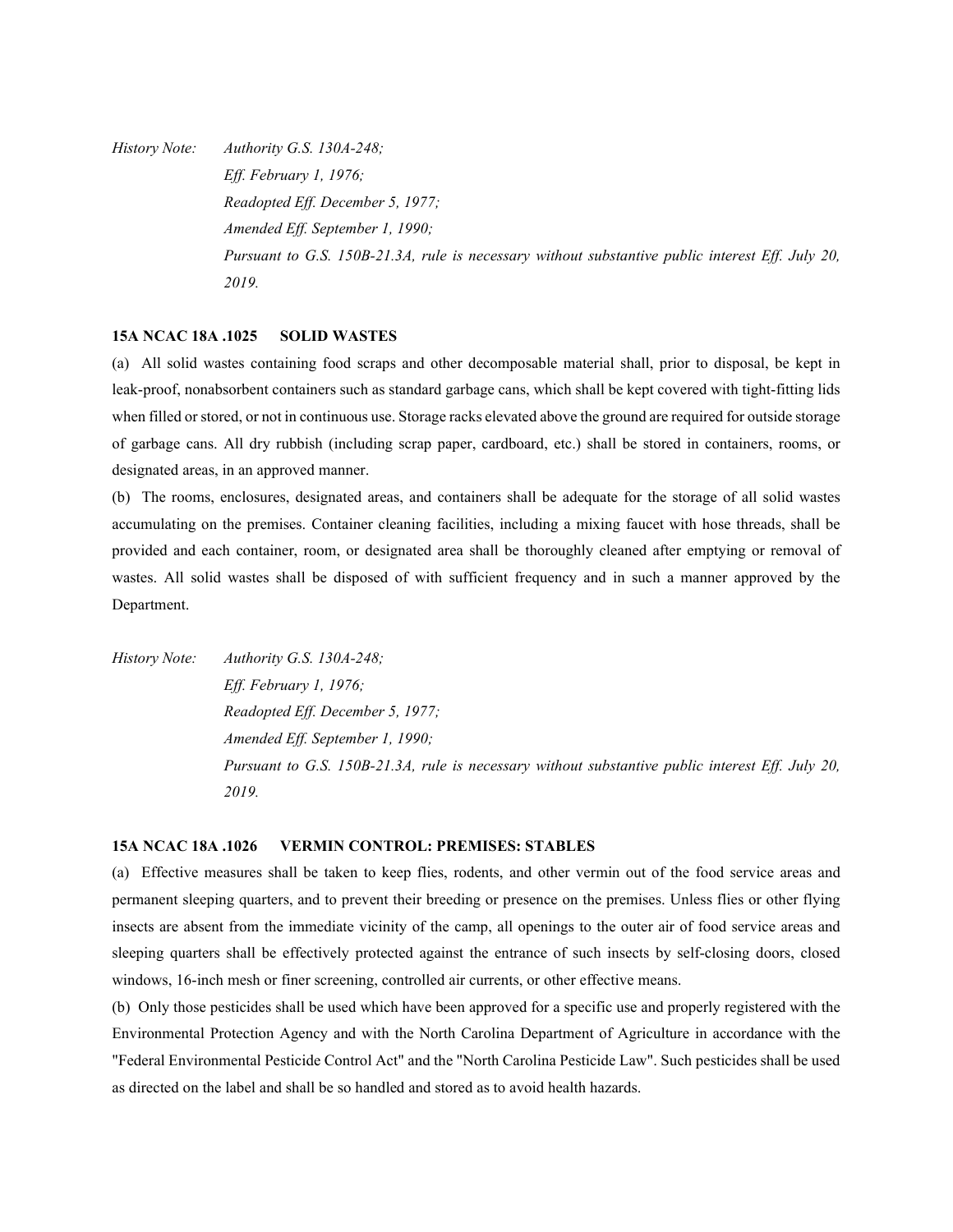*History Note: Authority G.S. 130A-248;*
*Eff. February 1, 1976;*
*Readopted Eff. December 5, 1977;*
*Amended Eff. September 1, 1990;*
*Pursuant to G.S. 150B-21.3A, rule is necessary without substantive public interest Eff. July 20, 2019.*

**15A NCAC 18A .1025 SOLID WASTES**

(a) All solid wastes containing food scraps and other decomposable material shall, prior to disposal, be kept in leak-proof, nonabsorbent containers such as standard garbage cans, which shall be kept covered with tight-fitting lids when filled or stored, or not in continuous use. Storage racks elevated above the ground are required for outside storage of garbage cans. All dry rubbish (including scrap paper, cardboard, etc.) shall be stored in containers, rooms, or designated areas, in an approved manner.

(b) The rooms, enclosures, designated areas, and containers shall be adequate for the storage of all solid wastes accumulating on the premises. Container cleaning facilities, including a mixing faucet with hose threads, shall be provided and each container, room, or designated area shall be thoroughly cleaned after emptying or removal of wastes. All solid wastes shall be disposed of with sufficient frequency and in such a manner approved by the Department.

*History Note: Authority G.S. 130A-248;*
*Eff. February 1, 1976;*
*Readopted Eff. December 5, 1977;*
*Amended Eff. September 1, 1990;*
*Pursuant to G.S. 150B-21.3A, rule is necessary without substantive public interest Eff. July 20, 2019.*

**15A NCAC 18A .1026 VERMIN CONTROL: PREMISES: STABLES**

(a) Effective measures shall be taken to keep flies, rodents, and other vermin out of the food service areas and permanent sleeping quarters, and to prevent their breeding or presence on the premises. Unless flies or other flying insects are absent from the immediate vicinity of the camp, all openings to the outer air of food service areas and sleeping quarters shall be effectively protected against the entrance of such insects by self-closing doors, closed windows, 16-inch mesh or finer screening, controlled air currents, or other effective means.

(b) Only those pesticides shall be used which have been approved for a specific use and properly registered with the Environmental Protection Agency and with the North Carolina Department of Agriculture in accordance with the "Federal Environmental Pesticide Control Act" and the "North Carolina Pesticide Law". Such pesticides shall be used as directed on the label and shall be so handled and stored as to avoid health hazards.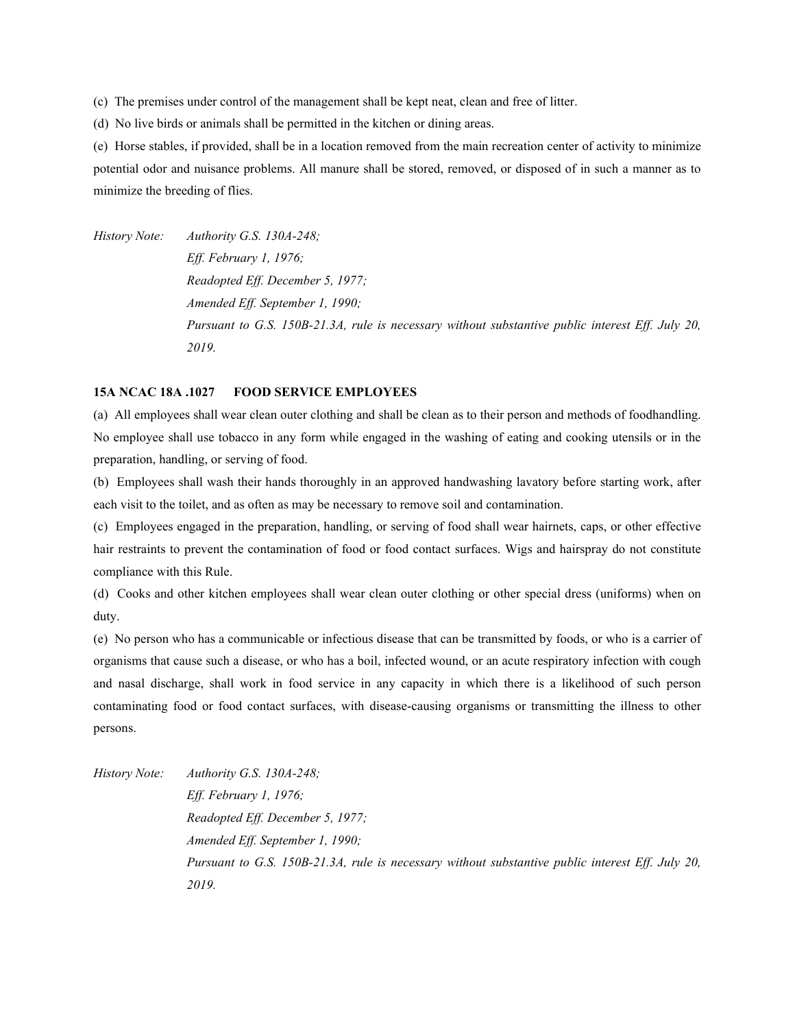(c) The premises under control of the management shall be kept neat, clean and free of litter.

(d) No live birds or animals shall be permitted in the kitchen or dining areas.

(e) Horse stables, if provided, shall be in a location removed from the main recreation center of activity to minimize potential odor and nuisance problems. All manure shall be stored, removed, or disposed of in such a manner as to minimize the breeding of flies.

*History Note:* *Authority G.S. 130A-248;*
*Eff. February 1, 1976;*
*Readopted Eff. December 5, 1977;*
*Amended Eff. September 1, 1990;*
*Pursuant to G.S. 150B-21.3A, rule is necessary without substantive public interest Eff. July 20, 2019.*

**15A NCAC 18A .1027 FOOD SERVICE EMPLOYEES**

(a) All employees shall wear clean outer clothing and shall be clean as to their person and methods of foodhandling. No employee shall use tobacco in any form while engaged in the washing of eating and cooking utensils or in the preparation, handling, or serving of food.

(b) Employees shall wash their hands thoroughly in an approved handwashing lavatory before starting work, after each visit to the toilet, and as often as may be necessary to remove soil and contamination.

(c) Employees engaged in the preparation, handling, or serving of food shall wear hairnets, caps, or other effective hair restraints to prevent the contamination of food or food contact surfaces. Wigs and hairspray do not constitute compliance with this Rule.

(d) Cooks and other kitchen employees shall wear clean outer clothing or other special dress (uniforms) when on duty.

(e) No person who has a communicable or infectious disease that can be transmitted by foods, or who is a carrier of organisms that cause such a disease, or who has a boil, infected wound, or an acute respiratory infection with cough and nasal discharge, shall work in food service in any capacity in which there is a likelihood of such person contaminating food or food contact surfaces, with disease-causing organisms or transmitting the illness to other persons.

*History Note:* *Authority G.S. 130A-248;*
*Eff. February 1, 1976;*
*Readopted Eff. December 5, 1977;*
*Amended Eff. September 1, 1990;*
*Pursuant to G.S. 150B-21.3A, rule is necessary without substantive public interest Eff. July 20, 2019.*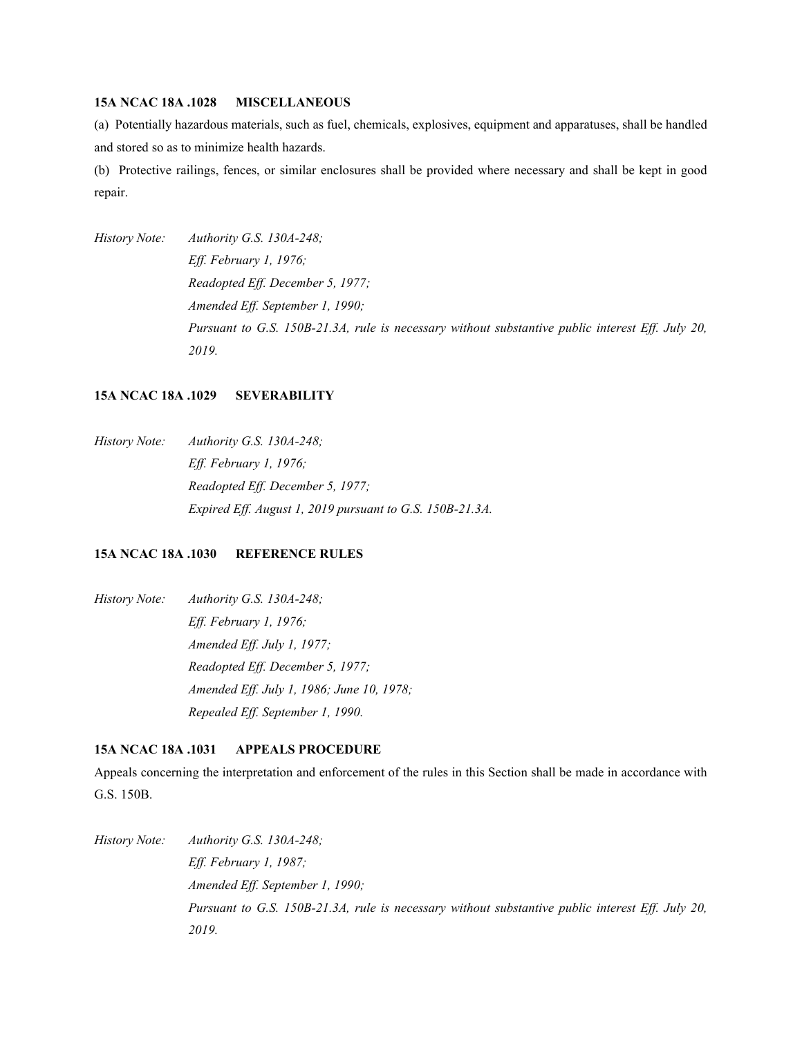**15A NCAC 18A .1028 MISCELLANEOUS**

(a) Potentially hazardous materials, such as fuel, chemicals, explosives, equipment and apparatuses, shall be handled and stored so as to minimize health hazards.

(b) Protective railings, fences, or similar enclosures shall be provided where necessary and shall be kept in good repair.

*History Note: Authority G.S. 130A-248;*
*Eff. February 1, 1976;*
*Readopted Eff. December 5, 1977;*
*Amended Eff. September 1, 1990;*
*Pursuant to G.S. 150B-21.3A, rule is necessary without substantive public interest Eff. July 20, 2019.*

**15A NCAC 18A .1029 SEVERABILITY**

*History Note: Authority G.S. 130A-248;*
*Eff. February 1, 1976;*
*Readopted Eff. December 5, 1977;*
*Expired Eff. August 1, 2019 pursuant to G.S. 150B-21.3A.*

**15A NCAC 18A .1030 REFERENCE RULES**

*History Note: Authority G.S. 130A-248;*
*Eff. February 1, 1976;*
*Amended Eff. July 1, 1977;*
*Readopted Eff. December 5, 1977;*
*Amended Eff. July 1, 1986; June 10, 1978;*
*Repealed Eff. September 1, 1990.*

**15A NCAC 18A .1031 APPEALS PROCEDURE**

Appeals concerning the interpretation and enforcement of the rules in this Section shall be made in accordance with G.S. 150B.

*History Note: Authority G.S. 130A-248;*
*Eff. February 1, 1987;*
*Amended Eff. September 1, 1990;*
*Pursuant to G.S. 150B-21.3A, rule is necessary without substantive public interest Eff. July 20, 2019.*